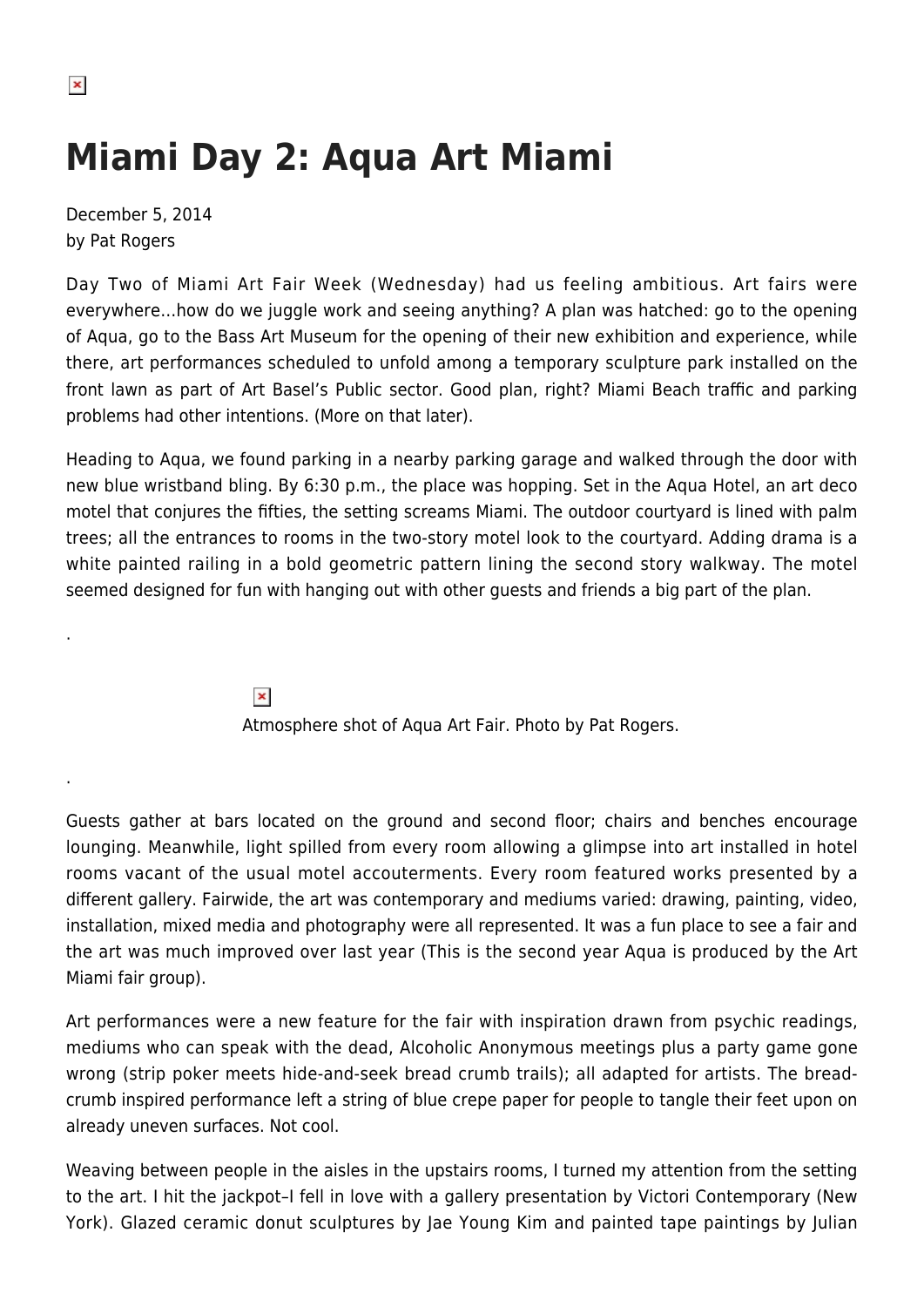# Miami Day 2: Aqua Art Miami

December 5, 2014
by Pat Rogers

Day Two of Miami Art Fair Week (Wednesday) had us feeling ambitious. Art fairs were everywhere…how do we juggle work and seeing anything? A plan was hatched: go to the opening of Aqua, go to the Bass Art Museum for the opening of their new exhibition and experience, while there, art performances scheduled to unfold among a temporary sculpture park installed on the front lawn as part of Art Basel's Public sector. Good plan, right? Miami Beach traffic and parking problems had other intentions. (More on that later).

Heading to Aqua, we found parking in a nearby parking garage and walked through the door with new blue wristband bling. By 6:30 p.m., the place was hopping. Set in the Aqua Hotel, an art deco motel that conjures the fifties, the setting screams Miami. The outdoor courtyard is lined with palm trees; all the entrances to rooms in the two-story motel look to the courtyard. Adding drama is a white painted railing in a bold geometric pattern lining the second story walkway. The motel seemed designed for fun with hanging out with other guests and friends a big part of the plan.

.

Atmosphere shot of Aqua Art Fair. Photo by Pat Rogers.

.

Guests gather at bars located on the ground and second floor; chairs and benches encourage lounging. Meanwhile, light spilled from every room allowing a glimpse into art installed in hotel rooms vacant of the usual motel accouterments. Every room featured works presented by a different gallery. Fairwide, the art was contemporary and mediums varied: drawing, painting, video, installation, mixed media and photography were all represented. It was a fun place to see a fair and the art was much improved over last year (This is the second year Aqua is produced by the Art Miami fair group).

Art performances were a new feature for the fair with inspiration drawn from psychic readings, mediums who can speak with the dead, Alcoholic Anonymous meetings plus a party game gone wrong (strip poker meets hide-and-seek bread crumb trails); all adapted for artists. The bread-crumb inspired performance left a string of blue crepe paper for people to tangle their feet upon on already uneven surfaces. Not cool.

Weaving between people in the aisles in the upstairs rooms, I turned my attention from the setting to the art. I hit the jackpot–I fell in love with a gallery presentation by Victori Contemporary (New York). Glazed ceramic donut sculptures by Jae Young Kim and painted tape paintings by Julian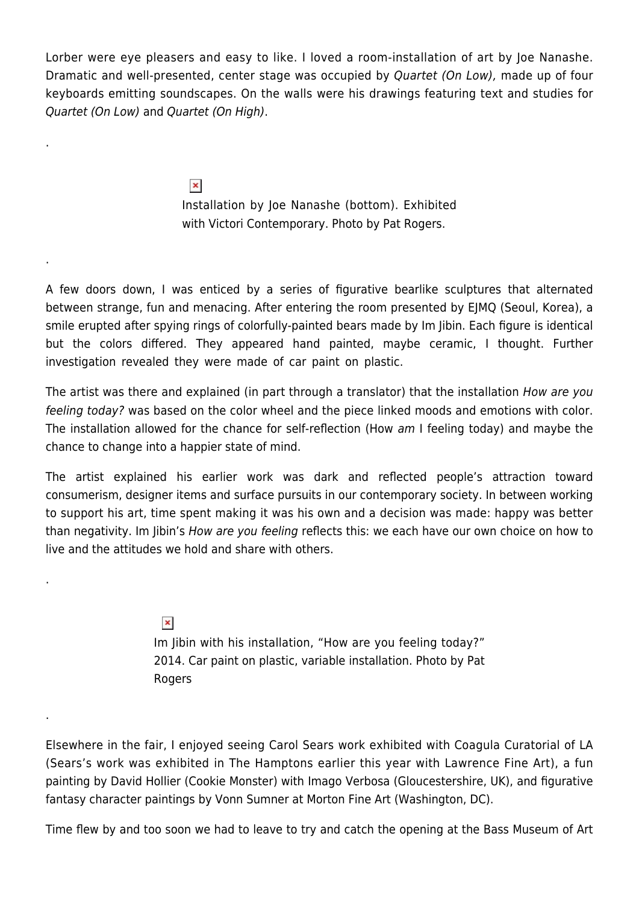Lorber were eye pleasers and easy to like. I loved a room-installation of art by Joe Nanashe. Dramatic and well-presented, center stage was occupied by *Quartet (On Low),* made up of four keyboards emitting soundscapes. On the walls were his drawings featuring text and studies for *Quartet (On Low)* and *Quartet (On High)*.

.

Installation by Joe Nanashe (bottom). Exhibited with Victori Contemporary. Photo by Pat Rogers.

.

A few doors down, I was enticed by a series of figurative bearlike sculptures that alternated between strange, fun and menacing. After entering the room presented by EJMQ (Seoul, Korea), a smile erupted after spying rings of colorfully-painted bears made by Im Jibin. Each figure is identical but the colors differed. They appeared hand painted, maybe ceramic, I thought. Further investigation revealed they were made of car paint on plastic.

The artist was there and explained (in part through a translator) that the installation *How are you feeling today?* was based on the color wheel and the piece linked moods and emotions with color. The installation allowed for the chance for self-reflection (How *am* I feeling today) and maybe the chance to change into a happier state of mind.

The artist explained his earlier work was dark and reflected people's attraction toward consumerism, designer items and surface pursuits in our contemporary society. In between working to support his art, time spent making it was his own and a decision was made: happy was better than negativity. Im Jibin's *How are you feeling* reflects this: we each have our own choice on how to live and the attitudes we hold and share with others.

.

Im Jibin with his installation, "How are you feeling today?" 2014. Car paint on plastic, variable installation. Photo by Pat Rogers

.

Elsewhere in the fair, I enjoyed seeing Carol Sears work exhibited with Coagula Curatorial of LA (Sears's work was exhibited in The Hamptons earlier this year with Lawrence Fine Art), a fun painting by David Hollier (Cookie Monster) with Imago Verbosa (Gloucestershire, UK), and figurative fantasy character paintings by Vonn Sumner at Morton Fine Art (Washington, DC).

Time flew by and too soon we had to leave to try and catch the opening at the Bass Museum of Art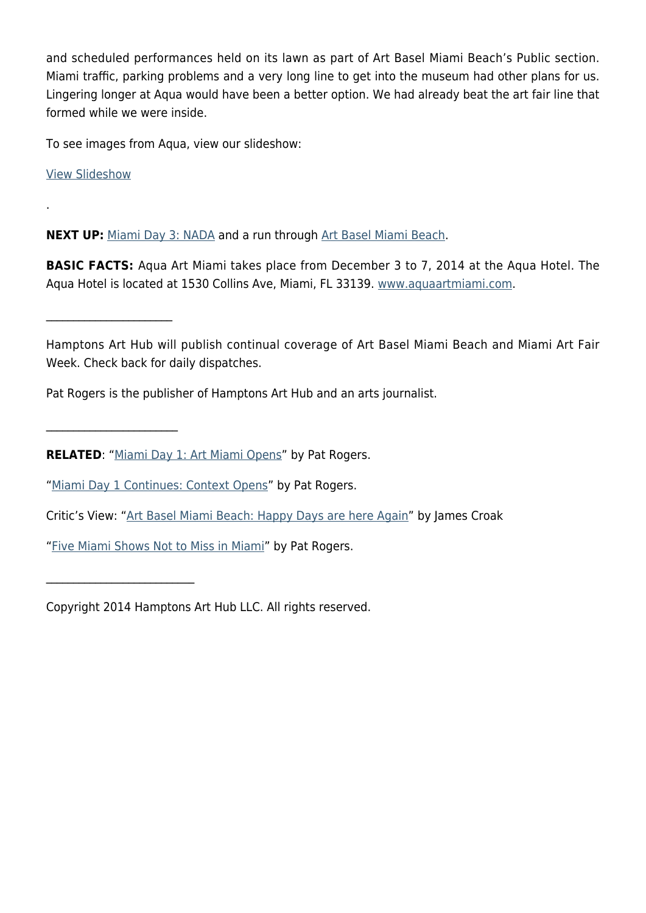and scheduled performances held on its lawn as part of Art Basel Miami Beach's Public section. Miami traffic, parking problems and a very long line to get into the museum had other plans for us. Lingering longer at Aqua would have been a better option. We had already beat the art fair line that formed while we were inside.

To see images from Aqua, view our slideshow:

View Slideshow

.

**NEXT UP:** Miami Day 3: NADA and a run through Art Basel Miami Beach.

**BASIC FACTS:** Aqua Art Miami takes place from December 3 to 7, 2014 at the Aqua Hotel. The Aqua Hotel is located at 1530 Collins Ave, Miami, FL 33139. www.aquaartmiami.com.

______________________

Hamptons Art Hub will publish continual coverage of Art Basel Miami Beach and Miami Art Fair Week. Check back for daily dispatches.

Pat Rogers is the publisher of Hamptons Art Hub and an arts journalist.

______________________

**RELATED**: "Miami Day 1: Art Miami Opens" by Pat Rogers.

"Miami Day 1 Continues: Context Opens" by Pat Rogers.

Critic's View: "Art Basel Miami Beach: Happy Days are here Again" by James Croak

"Five Miami Shows Not to Miss in Miami" by Pat Rogers.

______________________

Copyright 2014 Hamptons Art Hub LLC. All rights reserved.